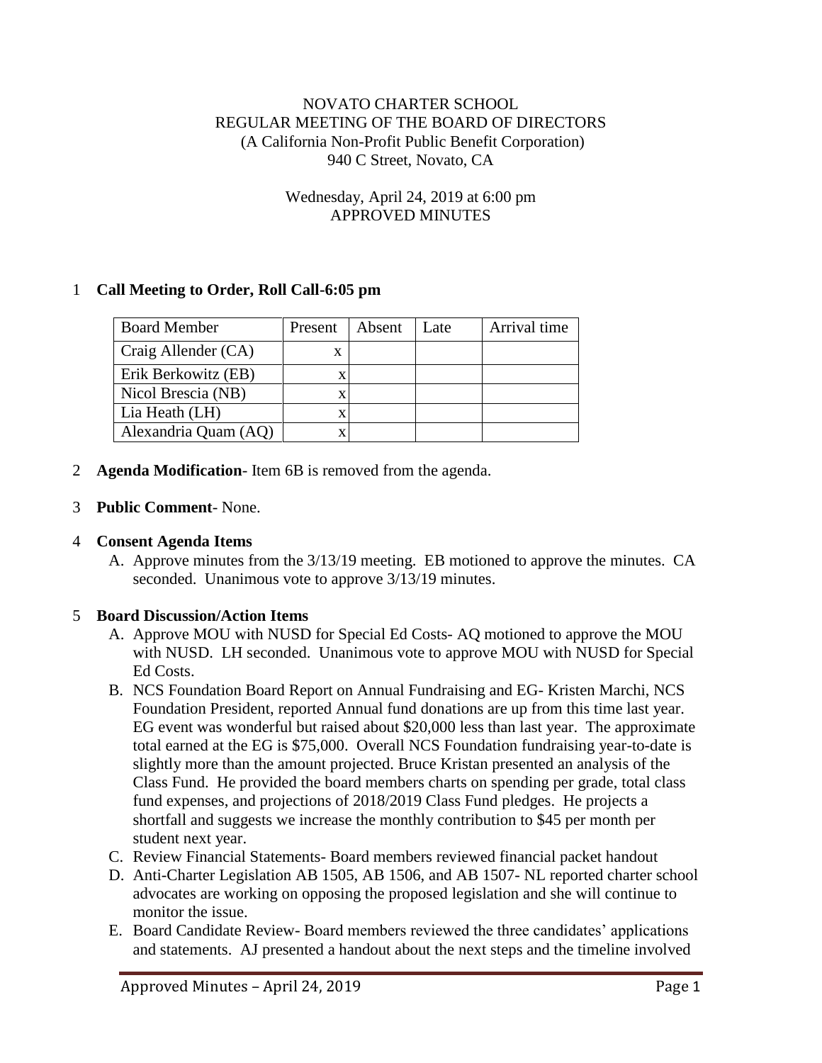NOVATO CHARTER SCHOOL
REGULAR MEETING OF THE BOARD OF DIRECTORS
(A California Non-Profit Public Benefit Corporation)
940 C Street, Novato, CA

Wednesday, April 24, 2019 at 6:00 pm
APPROVED MINUTES

1 **Call Meeting to Order, Roll Call-6:05 pm**

| Board Member | Present | Absent | Late | Arrival time |
|---|---|---|---|---|
| Craig Allender (CA) | x | | | |
| Erik Berkowitz (EB) | x | | | |
| Nicol Brescia (NB) | x | | | |
| Lia Heath (LH) | x | | | |
| Alexandria Quam (AQ) | x | | | |

2 **Agenda Modification**- Item 6B is removed from the agenda.

3 **Public Comment**- None.

4 **Consent Agenda Items**

A. Approve minutes from the 3/13/19 meeting. EB motioned to approve the minutes. CA seconded. Unanimous vote to approve 3/13/19 minutes.

5 **Board Discussion/Action Items**

A. Approve MOU with NUSD for Special Ed Costs- AQ motioned to approve the MOU with NUSD. LH seconded. Unanimous vote to approve MOU with NUSD for Special Ed Costs.

B. NCS Foundation Board Report on Annual Fundraising and EG- Kristen Marchi, NCS Foundation President, reported Annual fund donations are up from this time last year. EG event was wonderful but raised about $20,000 less than last year. The approximate total earned at the EG is $75,000. Overall NCS Foundation fundraising year-to-date is slightly more than the amount projected. Bruce Kristan presented an analysis of the Class Fund. He provided the board members charts on spending per grade, total class fund expenses, and projections of 2018/2019 Class Fund pledges. He projects a shortfall and suggests we increase the monthly contribution to $45 per month per student next year.

C. Review Financial Statements- Board members reviewed financial packet handout

D. Anti-Charter Legislation AB 1505, AB 1506, and AB 1507- NL reported charter school advocates are working on opposing the proposed legislation and she will continue to monitor the issue.

E. Board Candidate Review- Board members reviewed the three candidates' applications and statements. AJ presented a handout about the next steps and the timeline involved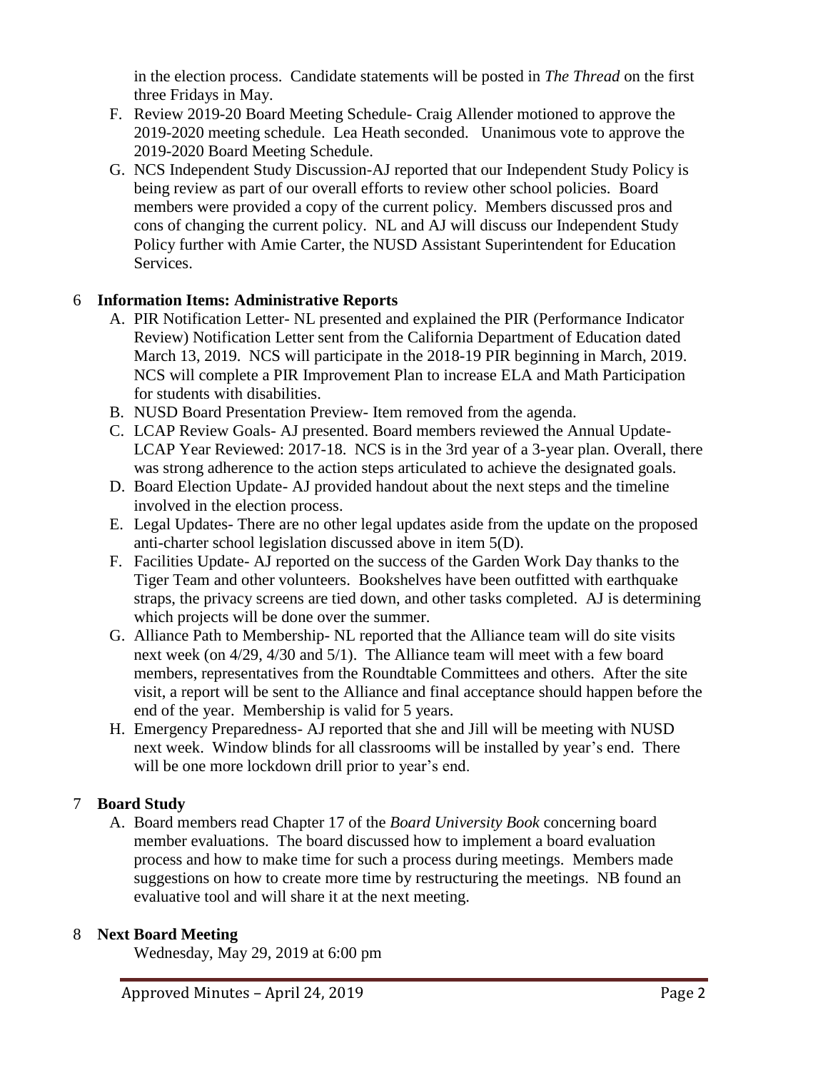in the election process. Candidate statements will be posted in *The Thread* on the first three Fridays in May.

F. Review 2019-20 Board Meeting Schedule- Craig Allender motioned to approve the 2019-2020 meeting schedule. Lea Heath seconded. Unanimous vote to approve the 2019-2020 Board Meeting Schedule.
G. NCS Independent Study Discussion-AJ reported that our Independent Study Policy is being review as part of our overall efforts to review other school policies. Board members were provided a copy of the current policy. Members discussed pros and cons of changing the current policy. NL and AJ will discuss our Independent Study Policy further with Amie Carter, the NUSD Assistant Superintendent for Education Services.

## 6 Information Items: Administrative Reports

A. PIR Notification Letter- NL presented and explained the PIR (Performance Indicator Review) Notification Letter sent from the California Department of Education dated March 13, 2019. NCS will participate in the 2018-19 PIR beginning in March, 2019. NCS will complete a PIR Improvement Plan to increase ELA and Math Participation for students with disabilities.
B. NUSD Board Presentation Preview- Item removed from the agenda.
C. LCAP Review Goals- AJ presented. Board members reviewed the Annual Update-LCAP Year Reviewed: 2017-18. NCS is in the 3rd year of a 3-year plan. Overall, there was strong adherence to the action steps articulated to achieve the designated goals.
D. Board Election Update- AJ provided handout about the next steps and the timeline involved in the election process.
E. Legal Updates- There are no other legal updates aside from the update on the proposed anti-charter school legislation discussed above in item 5(D).
F. Facilities Update- AJ reported on the success of the Garden Work Day thanks to the Tiger Team and other volunteers. Bookshelves have been outfitted with earthquake straps, the privacy screens are tied down, and other tasks completed. AJ is determining which projects will be done over the summer.
G. Alliance Path to Membership- NL reported that the Alliance team will do site visits next week (on 4/29, 4/30 and 5/1). The Alliance team will meet with a few board members, representatives from the Roundtable Committees and others. After the site visit, a report will be sent to the Alliance and final acceptance should happen before the end of the year. Membership is valid for 5 years.
H. Emergency Preparedness- AJ reported that she and Jill will be meeting with NUSD next week. Window blinds for all classrooms will be installed by year's end. There will be one more lockdown drill prior to year's end.

## 7 Board Study

A. Board members read Chapter 17 of the *Board University Book* concerning board member evaluations. The board discussed how to implement a board evaluation process and how to make time for such a process during meetings. Members made suggestions on how to create more time by restructuring the meetings. NB found an evaluative tool and will share it at the next meeting.

## 8 Next Board Meeting

Wednesday, May 29, 2019 at 6:00 pm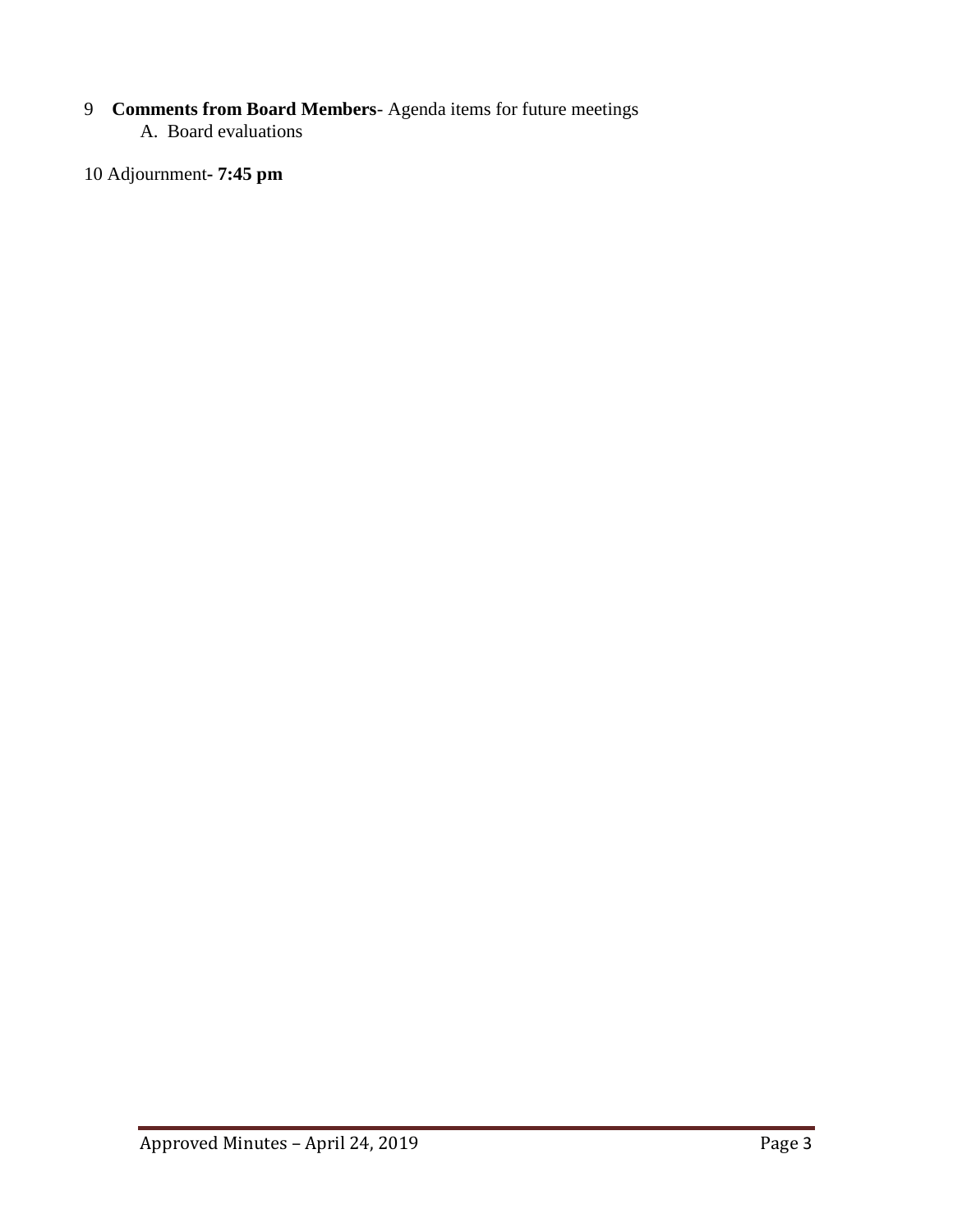9 **Comments from Board Members**- Agenda items for future meetings

   A. Board evaluations

10 Adjournment**- 7:45 pm**